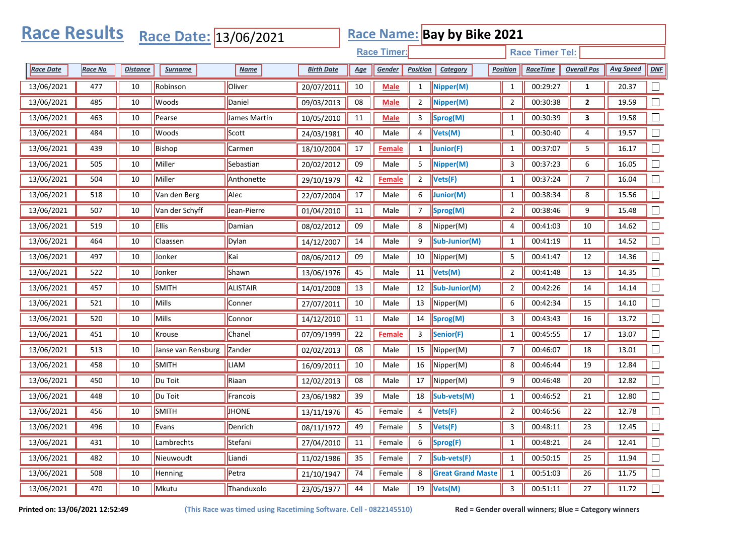# Race Results

**Race Date:** 13/06/2021

**Race Name:** **Bay by Bike 2021**

**Race Timer:**

**Race Timer Tel:**

| Race Date | Race No | Distance | Surname | Name | Birth Date | Age | Gender | Position | Category | Position | RaceTime | Overall Pos | Avg Speed | DNF |
|---|---|---|---|---|---|---|---|---|---|---|---|---|---|---|
| 13/06/2021 | 477 | 10 | Robinson | Oliver | 20/07/2011 | 10 | Male | 1 | Nipper(M) | 1 | 00:29:27 | **1** | 20.37 | ☐ |
| 13/06/2021 | 485 | 10 | Woods | Daniel | 09/03/2013 | 08 | Male | 2 | Nipper(M) | 2 | 00:30:38 | **2** | 19.59 | ☐ |
| 13/06/2021 | 463 | 10 | Pearse | James Martin | 10/05/2010 | 11 | Male | 3 | Sprog(M) | 1 | 00:30:39 | **3** | 19.58 | ☐ |
| 13/06/2021 | 484 | 10 | Woods | Scott | 24/03/1981 | 40 | Male | 4 | Vets(M) | 1 | 00:30:40 | 4 | 19.57 | ☐ |
| 13/06/2021 | 439 | 10 | Bishop | Carmen | 18/10/2004 | 17 | Female | 1 | Junior(F) | 1 | 00:37:07 | 5 | 16.17 | ☐ |
| 13/06/2021 | 505 | 10 | Miller | Sebastian | 20/02/2012 | 09 | Male | 5 | Nipper(M) | 3 | 00:37:23 | 6 | 16.05 | ☐ |
| 13/06/2021 | 504 | 10 | Miller | Anthonette | 29/10/1979 | 42 | Female | 2 | Vets(F) | 1 | 00:37:24 | 7 | 16.04 | ☐ |
| 13/06/2021 | 518 | 10 | Van den Berg | Alec | 22/07/2004 | 17 | Male | 6 | Junior(M) | 1 | 00:38:34 | 8 | 15.56 | ☐ |
| 13/06/2021 | 507 | 10 | Van der Schyff | Jean-Pierre | 01/04/2010 | 11 | Male | 7 | Sprog(M) | 2 | 00:38:46 | 9 | 15.48 | ☐ |
| 13/06/2021 | 519 | 10 | Ellis | Damian | 08/02/2012 | 09 | Male | 8 | Nipper(M) | 4 | 00:41:03 | 10 | 14.62 | ☐ |
| 13/06/2021 | 464 | 10 | Claassen | Dylan | 14/12/2007 | 14 | Male | 9 | Sub-Junior(M) | 1 | 00:41:19 | 11 | 14.52 | ☐ |
| 13/06/2021 | 497 | 10 | Jonker | Kai | 08/06/2012 | 09 | Male | 10 | Nipper(M) | 5 | 00:41:47 | 12 | 14.36 | ☐ |
| 13/06/2021 | 522 | 10 | Jonker | Shawn | 13/06/1976 | 45 | Male | 11 | Vets(M) | 2 | 00:41:48 | 13 | 14.35 | ☐ |
| 13/06/2021 | 457 | 10 | SMITH | ALISTAIR | 14/01/2008 | 13 | Male | 12 | Sub-Junior(M) | 2 | 00:42:26 | 14 | 14.14 | ☐ |
| 13/06/2021 | 521 | 10 | Mills | Conner | 27/07/2011 | 10 | Male | 13 | Nipper(M) | 6 | 00:42:34 | 15 | 14.10 | ☐ |
| 13/06/2021 | 520 | 10 | Mills | Connor | 14/12/2010 | 11 | Male | 14 | Sprog(M) | 3 | 00:43:43 | 16 | 13.72 | ☐ |
| 13/06/2021 | 451 | 10 | Krouse | Chanel | 07/09/1999 | 22 | Female | 3 | Senior(F) | 1 | 00:45:55 | 17 | 13.07 | ☐ |
| 13/06/2021 | 513 | 10 | Janse van Rensburg | Zander | 02/02/2013 | 08 | Male | 15 | Nipper(M) | 7 | 00:46:07 | 18 | 13.01 | ☐ |
| 13/06/2021 | 458 | 10 | SMITH | LIAM | 16/09/2011 | 10 | Male | 16 | Nipper(M) | 8 | 00:46:44 | 19 | 12.84 | ☐ |
| 13/06/2021 | 450 | 10 | Du Toit | Riaan | 12/02/2013 | 08 | Male | 17 | Nipper(M) | 9 | 00:46:48 | 20 | 12.82 | ☐ |
| 13/06/2021 | 448 | 10 | Du Toit | Francois | 23/06/1982 | 39 | Male | 18 | Sub-vets(M) | 1 | 00:46:52 | 21 | 12.80 | ☐ |
| 13/06/2021 | 456 | 10 | SMITH | JHONE | 13/11/1976 | 45 | Female | 4 | Vets(F) | 2 | 00:46:56 | 22 | 12.78 | ☐ |
| 13/06/2021 | 496 | 10 | Evans | Denrich | 08/11/1972 | 49 | Female | 5 | Vets(F) | 3 | 00:48:11 | 23 | 12.45 | ☐ |
| 13/06/2021 | 431 | 10 | Lambrechts | Stefani | 27/04/2010 | 11 | Female | 6 | Sprog(F) | 1 | 00:48:21 | 24 | 12.41 | ☐ |
| 13/06/2021 | 482 | 10 | Nieuwoudt | Liandi | 11/02/1986 | 35 | Female | 7 | Sub-vets(F) | 1 | 00:50:15 | 25 | 11.94 | ☐ |
| 13/06/2021 | 508 | 10 | Henning | Petra | 21/10/1947 | 74 | Female | 8 | Great Grand Maste | 1 | 00:51:03 | 26 | 11.75 | ☐ |
| 13/06/2021 | 470 | 10 | Mkutu | Thanduxolo | 23/05/1977 | 44 | Male | 19 | Vets(M) | 3 | 00:51:11 | 27 | 11.72 | ☐ |

**Printed on: 13/06/2021 12:52:49** **(This Race was timed using Racetiming Software. Cell - 0822145510)** **Red = Gender overall winners; Blue = Category winners**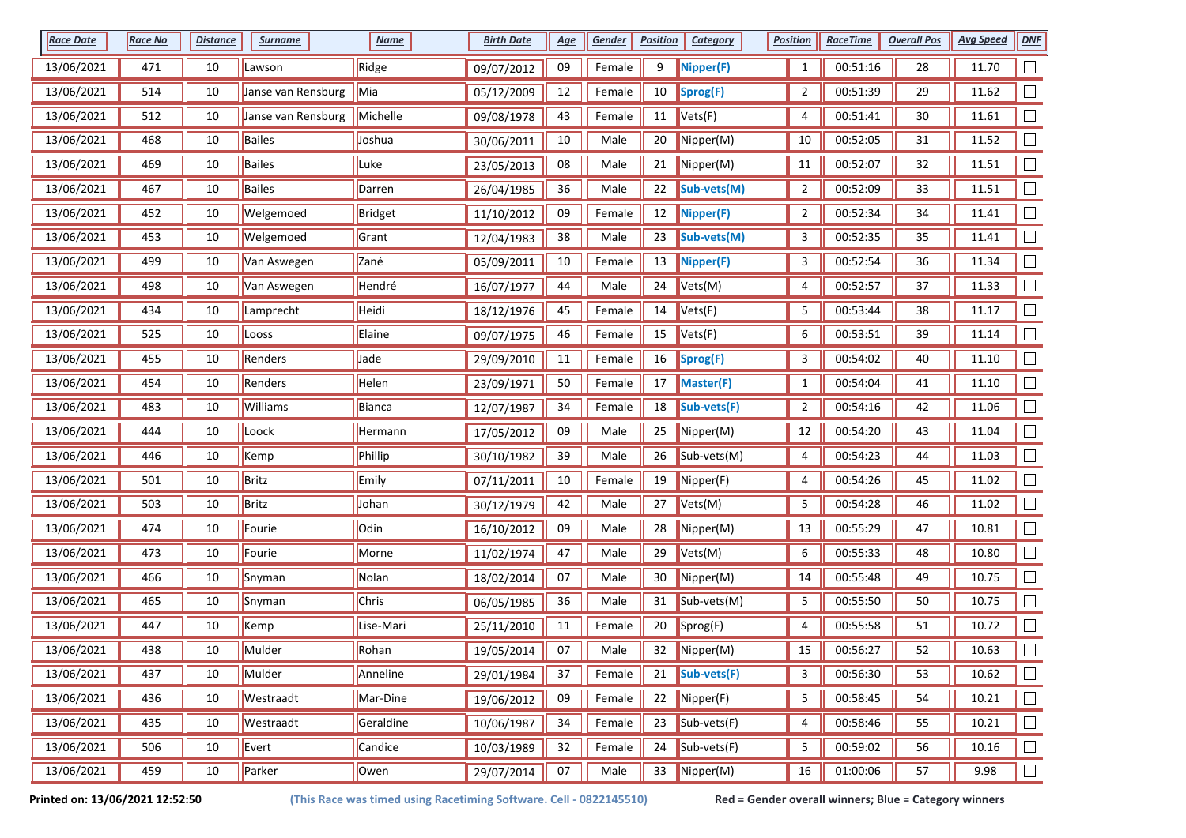| Race Date | Race No | Distance | Surname | Name | Birth Date | Age | Gender | Position | Category | Position | RaceTime | Overall Pos | Avg Speed | DNF |
|---|---|---|---|---|---|---|---|---|---|---|---|---|---|---|
| 13/06/2021 | 471 | 10 | Lawson | Ridge | 09/07/2012 | 09 | Female | 9 | **Nipper(F)** | 1 | 00:51:16 | 28 | 11.70 | ☐ |
| 13/06/2021 | 514 | 10 | Janse van Rensburg | Mia | 05/12/2009 | 12 | Female | 10 | **Sprog(F)** | 2 | 00:51:39 | 29 | 11.62 | ☐ |
| 13/06/2021 | 512 | 10 | Janse van Rensburg | Michelle | 09/08/1978 | 43 | Female | 11 | Vets(F) | 4 | 00:51:41 | 30 | 11.61 | ☐ |
| 13/06/2021 | 468 | 10 | Bailes | Joshua | 30/06/2011 | 10 | Male | 20 | Nipper(M) | 10 | 00:52:05 | 31 | 11.52 | ☐ |
| 13/06/2021 | 469 | 10 | Bailes | Luke | 23/05/2013 | 08 | Male | 21 | Nipper(M) | 11 | 00:52:07 | 32 | 11.51 | ☐ |
| 13/06/2021 | 467 | 10 | Bailes | Darren | 26/04/1985 | 36 | Male | 22 | **Sub-vets(M)** | 2 | 00:52:09 | 33 | 11.51 | ☐ |
| 13/06/2021 | 452 | 10 | Welgemoed | Bridget | 11/10/2012 | 09 | Female | 12 | **Nipper(F)** | 2 | 00:52:34 | 34 | 11.41 | ☐ |
| 13/06/2021 | 453 | 10 | Welgemoed | Grant | 12/04/1983 | 38 | Male | 23 | **Sub-vets(M)** | 3 | 00:52:35 | 35 | 11.41 | ☐ |
| 13/06/2021 | 499 | 10 | Van Aswegen | Zané | 05/09/2011 | 10 | Female | 13 | **Nipper(F)** | 3 | 00:52:54 | 36 | 11.34 | ☐ |
| 13/06/2021 | 498 | 10 | Van Aswegen | Hendré | 16/07/1977 | 44 | Male | 24 | Vets(M) | 4 | 00:52:57 | 37 | 11.33 | ☐ |
| 13/06/2021 | 434 | 10 | Lamprecht | Heidi | 18/12/1976 | 45 | Female | 14 | Vets(F) | 5 | 00:53:44 | 38 | 11.17 | ☐ |
| 13/06/2021 | 525 | 10 | Looss | Elaine | 09/07/1975 | 46 | Female | 15 | Vets(F) | 6 | 00:53:51 | 39 | 11.14 | ☐ |
| 13/06/2021 | 455 | 10 | Renders | Jade | 29/09/2010 | 11 | Female | 16 | **Sprog(F)** | 3 | 00:54:02 | 40 | 11.10 | ☐ |
| 13/06/2021 | 454 | 10 | Renders | Helen | 23/09/1971 | 50 | Female | 17 | **Master(F)** | 1 | 00:54:04 | 41 | 11.10 | ☐ |
| 13/06/2021 | 483 | 10 | Williams | Bianca | 12/07/1987 | 34 | Female | 18 | **Sub-vets(F)** | 2 | 00:54:16 | 42 | 11.06 | ☐ |
| 13/06/2021 | 444 | 10 | Loock | Hermann | 17/05/2012 | 09 | Male | 25 | Nipper(M) | 12 | 00:54:20 | 43 | 11.04 | ☐ |
| 13/06/2021 | 446 | 10 | Kemp | Phillip | 30/10/1982 | 39 | Male | 26 | Sub-vets(M) | 4 | 00:54:23 | 44 | 11.03 | ☐ |
| 13/06/2021 | 501 | 10 | Britz | Emily | 07/11/2011 | 10 | Female | 19 | Nipper(F) | 4 | 00:54:26 | 45 | 11.02 | ☐ |
| 13/06/2021 | 503 | 10 | Britz | Johan | 30/12/1979 | 42 | Male | 27 | Vets(M) | 5 | 00:54:28 | 46 | 11.02 | ☐ |
| 13/06/2021 | 474 | 10 | Fourie | Odin | 16/10/2012 | 09 | Male | 28 | Nipper(M) | 13 | 00:55:29 | 47 | 10.81 | ☐ |
| 13/06/2021 | 473 | 10 | Fourie | Morne | 11/02/1974 | 47 | Male | 29 | Vets(M) | 6 | 00:55:33 | 48 | 10.80 | ☐ |
| 13/06/2021 | 466 | 10 | Snyman | Nolan | 18/02/2014 | 07 | Male | 30 | Nipper(M) | 14 | 00:55:48 | 49 | 10.75 | ☐ |
| 13/06/2021 | 465 | 10 | Snyman | Chris | 06/05/1985 | 36 | Male | 31 | Sub-vets(M) | 5 | 00:55:50 | 50 | 10.75 | ☐ |
| 13/06/2021 | 447 | 10 | Kemp | Lise-Mari | 25/11/2010 | 11 | Female | 20 | Sprog(F) | 4 | 00:55:58 | 51 | 10.72 | ☐ |
| 13/06/2021 | 438 | 10 | Mulder | Rohan | 19/05/2014 | 07 | Male | 32 | Nipper(M) | 15 | 00:56:27 | 52 | 10.63 | ☐ |
| 13/06/2021 | 437 | 10 | Mulder | Anneline | 29/01/1984 | 37 | Female | 21 | **Sub-vets(F)** | 3 | 00:56:30 | 53 | 10.62 | ☐ |
| 13/06/2021 | 436 | 10 | Westraadt | Mar-Dine | 19/06/2012 | 09 | Female | 22 | Nipper(F) | 5 | 00:58:45 | 54 | 10.21 | ☐ |
| 13/06/2021 | 435 | 10 | Westraadt | Geraldine | 10/06/1987 | 34 | Female | 23 | Sub-vets(F) | 4 | 00:58:46 | 55 | 10.21 | ☐ |
| 13/06/2021 | 506 | 10 | Evert | Candice | 10/03/1989 | 32 | Female | 24 | Sub-vets(F) | 5 | 00:59:02 | 56 | 10.16 | ☐ |
| 13/06/2021 | 459 | 10 | Parker | Owen | 29/07/2014 | 07 | Male | 33 | Nipper(M) | 16 | 01:00:06 | 57 | 9.98 | ☐ |

**Printed on: 13/06/2021 12:52:50** **(This Race was timed using Racetiming Software. Cell - 0822145510)** **Red = Gender overall winners; Blue = Category winners**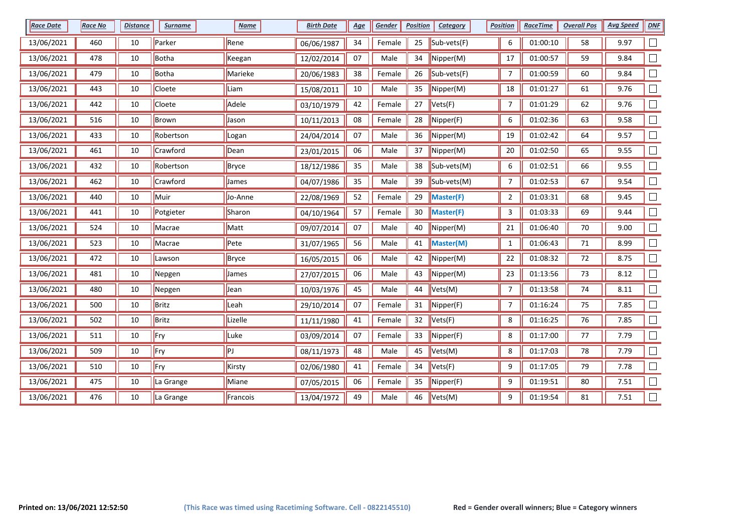| Race Date | Race No | Distance | Surname | Name | Birth Date | Age | Gender | Position | Category | Position | RaceTime | Overall Pos | Avg Speed | DNF |
|---|---|---|---|---|---|---|---|---|---|---|---|---|---|---|
| 13/06/2021 | 460 | 10 | Parker | Rene | 06/06/1987 | 34 | Female | 25 | Sub-vets(F) | 6 | 01:00:10 | 58 | 9.97 | ☐ |
| 13/06/2021 | 478 | 10 | Botha | Keegan | 12/02/2014 | 07 | Male | 34 | Nipper(M) | 17 | 01:00:57 | 59 | 9.84 | ☐ |
| 13/06/2021 | 479 | 10 | Botha | Marieke | 20/06/1983 | 38 | Female | 26 | Sub-vets(F) | 7 | 01:00:59 | 60 | 9.84 | ☐ |
| 13/06/2021 | 443 | 10 | Cloete | Liam | 15/08/2011 | 10 | Male | 35 | Nipper(M) | 18 | 01:01:27 | 61 | 9.76 | ☐ |
| 13/06/2021 | 442 | 10 | Cloete | Adele | 03/10/1979 | 42 | Female | 27 | Vets(F) | 7 | 01:01:29 | 62 | 9.76 | ☐ |
| 13/06/2021 | 516 | 10 | Brown | Jason | 10/11/2013 | 08 | Female | 28 | Nipper(F) | 6 | 01:02:36 | 63 | 9.58 | ☐ |
| 13/06/2021 | 433 | 10 | Robertson | Logan | 24/04/2014 | 07 | Male | 36 | Nipper(M) | 19 | 01:02:42 | 64 | 9.57 | ☐ |
| 13/06/2021 | 461 | 10 | Crawford | Dean | 23/01/2015 | 06 | Male | 37 | Nipper(M) | 20 | 01:02:50 | 65 | 9.55 | ☐ |
| 13/06/2021 | 432 | 10 | Robertson | Bryce | 18/12/1986 | 35 | Male | 38 | Sub-vets(M) | 6 | 01:02:51 | 66 | 9.55 | ☐ |
| 13/06/2021 | 462 | 10 | Crawford | James | 04/07/1986 | 35 | Male | 39 | Sub-vets(M) | 7 | 01:02:53 | 67 | 9.54 | ☐ |
| 13/06/2021 | 440 | 10 | Muir | Jo-Anne | 22/08/1969 | 52 | Female | 29 | **Master(F)** | 2 | 01:03:31 | 68 | 9.45 | ☐ |
| 13/06/2021 | 441 | 10 | Potgieter | Sharon | 04/10/1964 | 57 | Female | 30 | **Master(F)** | 3 | 01:03:33 | 69 | 9.44 | ☐ |
| 13/06/2021 | 524 | 10 | Macrae | Matt | 09/07/2014 | 07 | Male | 40 | Nipper(M) | 21 | 01:06:40 | 70 | 9.00 | ☐ |
| 13/06/2021 | 523 | 10 | Macrae | Pete | 31/07/1965 | 56 | Male | 41 | **Master(M)** | 1 | 01:06:43 | 71 | 8.99 | ☐ |
| 13/06/2021 | 472 | 10 | Lawson | Bryce | 16/05/2015 | 06 | Male | 42 | Nipper(M) | 22 | 01:08:32 | 72 | 8.75 | ☐ |
| 13/06/2021 | 481 | 10 | Nepgen | James | 27/07/2015 | 06 | Male | 43 | Nipper(M) | 23 | 01:13:56 | 73 | 8.12 | ☐ |
| 13/06/2021 | 480 | 10 | Nepgen | Jean | 10/03/1976 | 45 | Male | 44 | Vets(M) | 7 | 01:13:58 | 74 | 8.11 | ☐ |
| 13/06/2021 | 500 | 10 | Britz | Leah | 29/10/2014 | 07 | Female | 31 | Nipper(F) | 7 | 01:16:24 | 75 | 7.85 | ☐ |
| 13/06/2021 | 502 | 10 | Britz | Lizelle | 11/11/1980 | 41 | Female | 32 | Vets(F) | 8 | 01:16:25 | 76 | 7.85 | ☐ |
| 13/06/2021 | 511 | 10 | Fry | Luke | 03/09/2014 | 07 | Female | 33 | Nipper(F) | 8 | 01:17:00 | 77 | 7.79 | ☐ |
| 13/06/2021 | 509 | 10 | Fry | PJ | 08/11/1973 | 48 | Male | 45 | Vets(M) | 8 | 01:17:03 | 78 | 7.79 | ☐ |
| 13/06/2021 | 510 | 10 | Fry | Kirsty | 02/06/1980 | 41 | Female | 34 | Vets(F) | 9 | 01:17:05 | 79 | 7.78 | ☐ |
| 13/06/2021 | 475 | 10 | La Grange | Miane | 07/05/2015 | 06 | Female | 35 | Nipper(F) | 9 | 01:19:51 | 80 | 7.51 | ☐ |
| 13/06/2021 | 476 | 10 | La Grange | Francois | 13/04/1972 | 49 | Male | 46 | Vets(M) | 9 | 01:19:54 | 81 | 7.51 | ☐ |

**Printed on: 13/06/2021 12:52:50** **(This Race was timed using Racetiming Software. Cell - 0822145510)** **Red = Gender overall winners; Blue = Category winners**